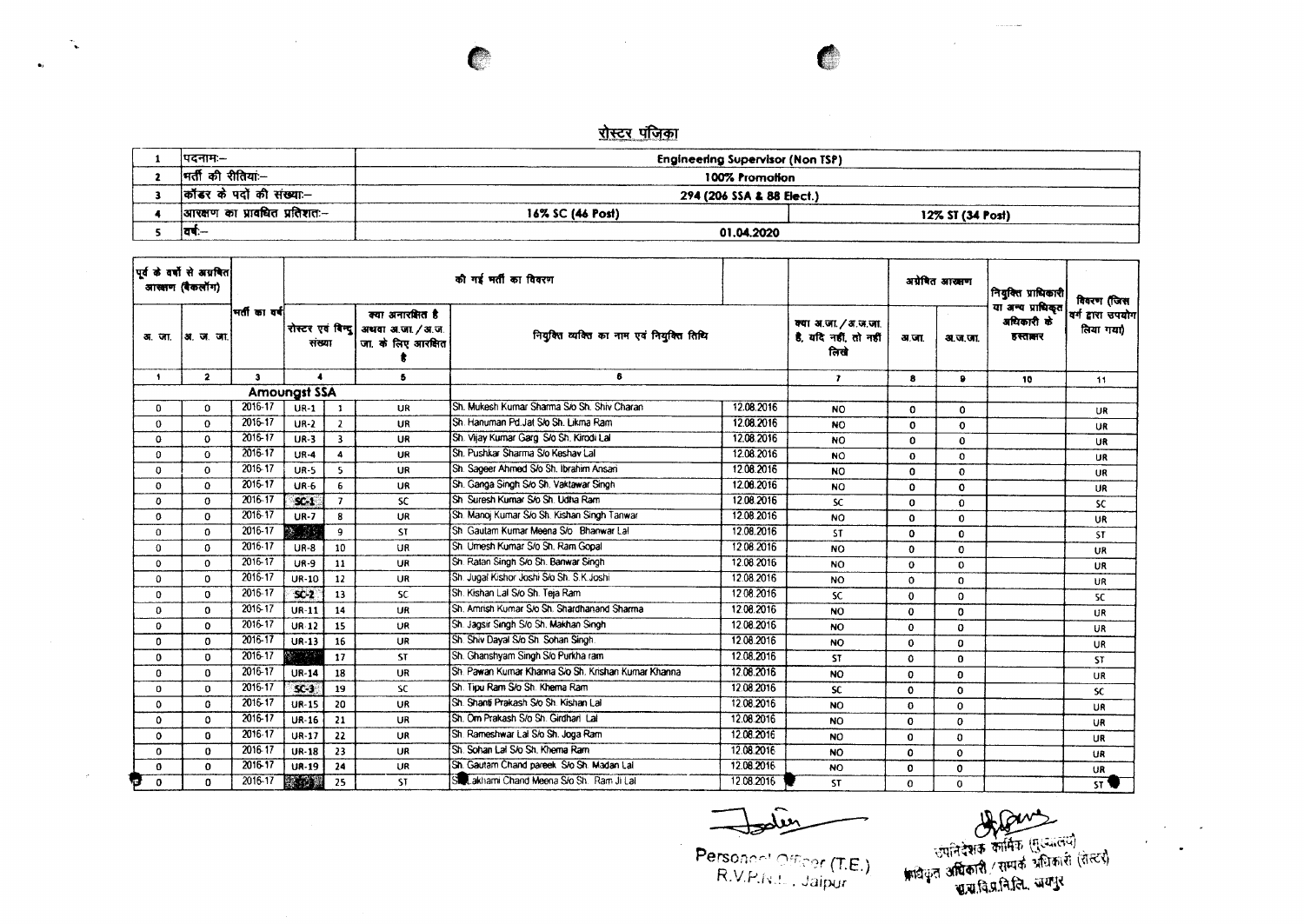## रोस्टर पंजिका

| | | | |
|---|---|---|---|
| 1 | पदनाम:– | Engineering Supervisor (Non TSP) | |
| 2 | भर्ती की रीतियां:– | 100% Promotion | |
| 3 | कॉडर के पदों की संख्या:– | 294 (206 SSA & 88 Elect.) | |
| 4 | आरक्षण का प्रावधित प्रतिशत:– | 16% SC (46 Post) | 12% ST (34 Post) |
| 5 | वर्ष:– | 01.04.2020 | |

| पूर्व के वर्षो से अग्रषित आरक्षण (बैकलॉग) | | भर्ती का वर्ष | की गई भर्ती का विवरण | | | | | | अग्रेषित आरक्षण | | नियुक्ति प्राधिकारी या अन्य प्राधिकृत अधिकारी के हस्ताक्षर | विवरण (जिस वर्ग द्वारा उपयोग लिया गया) |
|---|---|---|---|---|---|---|---|---|---|---|---|---|
| अ. जा. | अ. ज. जा. | | रोस्टर एवं बिन्दु संख्या | | क्या अनारक्षित है अथवा अ.जा. / अ.ज. जा. के लिए आरक्षित है | नियुक्त व्यक्ति का नाम एवं नियुक्ति तिथि | | क्या अ.जा. / अ.ज.जा. है, यदि नहीं, तो नहीं लिखे | अ.जा. | अ.ज.जा. | | |
| 1 | 2 | 3 | 4 | | 5 | 6 | | 7 | 8 | 9 | 10 | 11 |
| | | | **Amongst SSA** | | | | | | | | | |
| 0 | 0 | 2016-17 | UR-1 | 1 | UR | Sh. Mukesh Kumar Sharma S/o Sh. Shiv Charan | 12.08.2016 | NO | 0 | 0 | | UR |
| 0 | 0 | 2016-17 | UR-2 | 2 | UR | Sh. Hanuman Pd.Jat S/o Sh. Likma Ram | 12.08.2016 | NO | 0 | 0 | | UR |
| 0 | 0 | 2016-17 | UR-3 | 3 | UR | Sh. Vijay Kumar Garg S/o Sh. Kirodi Lal | 12.08.2016 | NO | 0 | 0 | | UR |
| 0 | 0 | 2016-17 | UR-4 | 4 | UR | Sh. Pushkar Sharma S/o Keshav Lal | 12.08.2016 | NO | 0 | 0 | | UR |
| 0 | 0 | 2016-17 | UR-5 | 5 | UR | Sh. Sageer Ahmed S/o Sh. Ibrahim Ansari | 12.08.2016 | NO | 0 | 0 | | UR |
| 0 | 0 | 2016-17 | UR-6 | 6 | UR | Sh. Ganga Singh S/o Sh. Vaktawar Singh | 12.08.2016 | NO | 0 | 0 | | UR |
| 0 | 0 | 2016-17 | SC-1 | 7 | SC | Sh. Suresh Kumar S/o Sh. Udha Ram | 12.08.2016 | SC | 0 | 0 | | SC |
| 0 | 0 | 2016-17 | UR-7 | 8 | UR | Sh. Manoj Kumar S/o Sh. Kishan Singh Tanwar | 12.08.2016 | NO | 0 | 0 | | UR |
| 0 | 0 | 2016-17 | | 9 | ST | Sh. Gautam Kumar Meena S/o Bhanwar Lal | 12.08.2016 | ST | 0 | 0 | | ST |
| 0 | 0 | 2016-17 | UR-8 | 10 | UR | Sh. Umesh Kumar S/o Sh. Ram Gopal | 12.08.2016 | NO | 0 | 0 | | UR |
| 0 | 0 | 2016-17 | UR-9 | 11 | UR | Sh. Ratan Singh S/o Sh. Banwar Singh | 12.08.2016 | NO | 0 | 0 | | UR |
| 0 | 0 | 2016-17 | UR-10 | 12 | UR | Sh. Jugal Kishor Joshi S/o Sh. S.K.Joshi | 12.08.2016 | NO | 0 | 0 | | UR |
| 0 | 0 | 2016-17 | SC-2 | 13 | SC | Sh. Kishan Lal S/o Sh. Teja Ram | 12.08.2016 | SC | 0 | 0 | | SC |
| 0 | 0 | 2016-17 | UR-11 | 14 | UR | Sh. Amrish Kumar S/o Sh. Shardhanand Sharma | 12.08.2016 | NO | 0 | 0 | | UR |
| 0 | 0 | 2016-17 | UR-12 | 15 | UR | Sh. Jagsir Singh S/o Sh. Makhan Singh | 12.08.2016 | NO | 0 | 0 | | UR |
| 0 | 0 | 2016-17 | UR-13 | 16 | UR | Sh. Shiv Dayal S/o Sh. Sohan Singh | 12.08.2016 | NO | 0 | 0 | | UR |
| 0 | 0 | 2016-17 | | 17 | ST | Sh. Ghanshyam Singh S/o Purkha ram | 12.08.2016 | ST | 0 | 0 | | ST |
| 0 | 0 | 2016-17 | UR-14 | 18 | UR | Sh. Pawan Kumar Khanna S/o Sh. Krishan Kumar Khanna | 12.08.2016 | NO | 0 | 0 | | UR |
| 0 | 0 | 2016-17 | SC-3 | 19 | SC | Sh. Tipu Ram S/o Sh. Khema Ram | 12.08.2016 | SC | 0 | 0 | | SC |
| 0 | 0 | 2016-17 | UR-15 | 20 | UR | Sh. Shanti Prakash S/o Sh. Kishan Lal | 12.08.2016 | NO | 0 | 0 | | UR |
| 0 | 0 | 2016-17 | UR-16 | 21 | UR | Sh. Om Prakash S/o Sh. Girdhari Lal | 12.08.2016 | NO | 0 | 0 | | UR |
| 0 | 0 | 2016-17 | UR-17 | 22 | UR | Sh. Rameshwar Lal S/o Sh. Joga Ram | 12.08.2016 | NO | 0 | 0 | | UR |
| 0 | 0 | 2016-17 | UR-18 | 23 | UR | Sh. Sohan Lal S/o Sh. Khema Ram | 12.08.2016 | NO | 0 | 0 | | UR |
| 0 | 0 | 2016-17 | UR-19 | 24 | UR | Sh. Gautam Chand pareek S/o Sh. Madan Lal | 12.08.2016 | NO | 0 | 0 | | UR |
| 0 | 0 | 2016-17 | | 25 | ST | Sh. Lakhami Chand Meena S/o Sh. Ram Ji Lal | 12.08.2016 | ST | 0 | 0 | | ST |

Personnel Officer (T.E.)
R.V.P.N.L., Jaipur

उपनिदेशक कार्मिक (मुख्यालय)
प्राधिकृत अधिकारी / सम्पर्क अधिकारी (सैल्स)
रा.रा.वि.प्र.नि.लि., जयपुर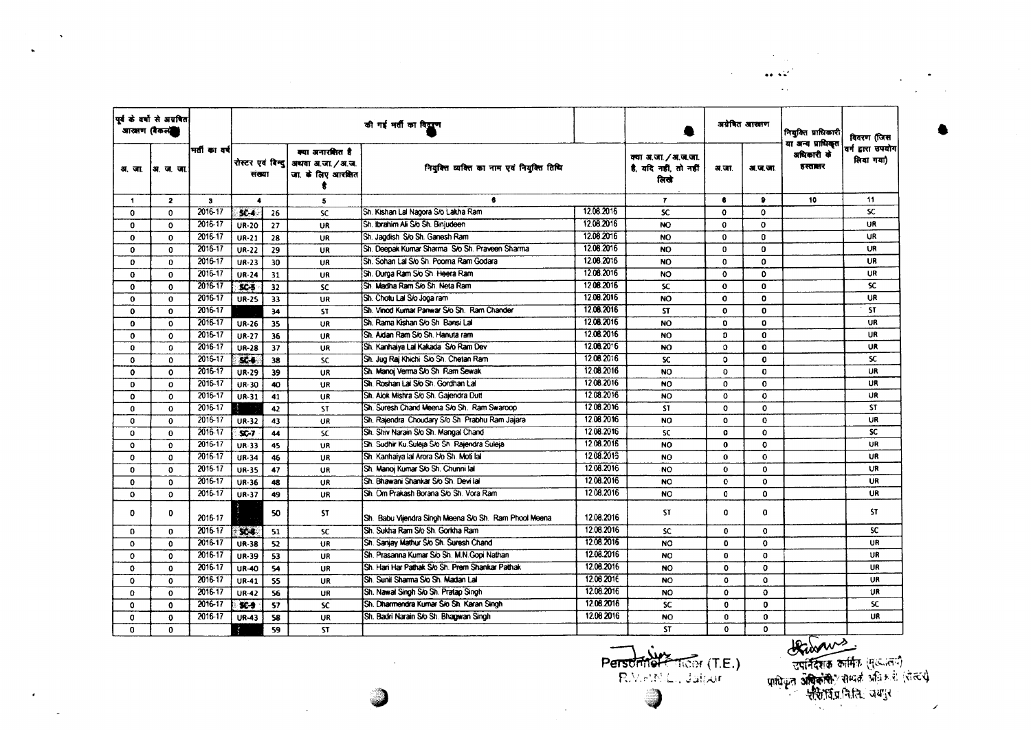| पूर्व के वर्षो से अग्रेषित आरक्षण (बैकलॉग) | | भर्ती का वर्ष | की गई भर्ती का विवरण | | | | | | अग्रेषित आरक्षण | | नियुक्ति प्राधिकारी या अन्य प्राधिकृत अधिकारी के हस्ताक्षर | विवरण (जिस वर्ग द्वारा उपयोग लिया गया) |
|---|---|---|---|---|---|---|---|---|---|---|---|---|
| अ. जा. | अ. ज. जा. | | रोस्टर एवं बिन्दु संख्या | | क्या अनारक्षित है अथवा अ.जा. / अ.ज. जा. के लिए आरक्षित है | नियुक्त व्यक्ति का नाम एवं नियुक्ति तिथि | | क्या अ.जा. / अ.ज.जा. है, यदि नहीं, तो नहीं लिखे | अ.जा. | अ.ज.जा. | | |
| 1 | 2 | 3 | 4 | | 5 | 6 | | 7 | 8 | 9 | 10 | 11 |
| 0 | 0 | 2016-17 | SC-4 | 26 | SC | Sh. Kishan Lal Nagora S/o Lakha Ram | 12.08.2016 | SC | 0 | 0 | | SC |
| 0 | 0 | 2016-17 | UR-20 | 27 | UR | Sh. Ibrahim Ali S/o Sh. Binjudeen | 12.08.2016 | NO | 0 | 0 | | UR |
| 0 | 0 | 2016-17 | UR-21 | 28 | UR | Sh. Jagdish S/o Sh. Ganesh Ram | 12.08.2016 | NO | 0 | 0 | | UR |
| 0 | 0 | 2016-17 | UR-22 | 29 | UR | Sh. Deepak Kumar Sharma S/o Sh. Praveen Sharma | 12.08.2016 | NO | 0 | 0 | | UR |
| 0 | 0 | 2016-17 | UR-23 | 30 | UR | Sh. Sohan Lal S/o Sh. Pooma Ram Godara | 12.08.2016 | NO | 0 | 0 | | UR |
| 0 | 0 | 2016-17 | UR-24 | 31 | UR | Sh. Durga Ram S/o Sh. Heera Ram | 12.08.2016 | NO | 0 | 0 | | UR |
| 0 | 0 | 2016-17 | SC-5 | 32 | SC | Sh. Madha Ram S/o Sh. Neta Ram | 12.08.2016 | SC | 0 | 0 | | SC |
| 0 | 0 | 2016-17 | UR-25 | 33 | UR | Sh. Chotu Lal S/o Joga ram | 12.08.2016 | NO | 0 | 0 | | UR |
| 0 | 0 | 2016-17 | | 34 | ST | Sh. Vinod Kumar Panwar S/o Sh. Ram Chander | 12.08.2016 | ST | 0 | 0 | | ST |
| 0 | 0 | 2016-17 | UR-26 | 35 | UR | Sh. Rama Kishan S/o Sh. Bansi Lal | 12.08.2016 | NO | 0 | 0 | | UR |
| 0 | 0 | 2016-17 | UR-27 | 36 | UR | Sh. Aidan Ram S/o Sh. Hanuta ram | 12.08.2016 | NO | 0 | 0 | | UR |
| 0 | 0 | 2016-17 | UR-28 | 37 | UR | Sh. Kanhaiya Lal Kakada S/o Ram Dev | 12.08.2016 | NO | 0 | 0 | | UR |
| 0 | 0 | 2016-17 | SC-6 | 38 | SC | Sh. Jug Raj Khichi S/o Sh. Chetan Ram | 12.08.2016 | SC | 0 | 0 | | SC |
| 0 | 0 | 2016-17 | UR-29 | 39 | UR | Sh. Manoj Verma S/o Sh. Ram Sewak | 12.08.2016 | NO | 0 | 0 | | UR |
| 0 | 0 | 2016-17 | UR-30 | 40 | UR | Sh. Roshan Lal S/o Sh. Gordhan Lal | 12.08.2016 | NO | 0 | 0 | | UR |
| 0 | 0 | 2016-17 | UR-31 | 41 | UR | Sh. Alok Mishra S/o Sh. Gajendra Dutt | 12.08.2016 | NO | 0 | 0 | | UR |
| 0 | 0 | 2016-17 | | 42 | ST | Sh. Suresh Chand Meena S/o Sh. Ram Swaroop | 12.08.2016 | ST | 0 | 0 | | ST |
| 0 | 0 | 2016-17 | UR-32 | 43 | UR | Sh. Rajendra Choudary S/o Sh. Prabhu Ram Jajara | 12.08.2016 | NO | 0 | 0 | | UR |
| 0 | 0 | 2016-17 | SC-7 | 44 | SC | Sh. Shiv Narain S/o Sh. Mangal Chand | 12.08.2016 | SC | 0 | 0 | | SC |
| 0 | 0 | 2016-17 | UR-33 | 45 | UR | Sh. Sudhir Ku.Suleja S/o Sh. Rajendra Suleja | 12.08.2016 | NO | 0 | 0 | | UR |
| 0 | 0 | 2016-17 | UR-34 | 46 | UR | Sh. Kanhaiya lal Arora S/o Sh. Moti lal | 12.08.2016 | NO | 0 | 0 | | UR |
| 0 | 0 | 2016-17 | UR-35 | 47 | UR | Sh. Manoj Kumar S/o Sh. Chunni lal | 12.08.2016 | NO | 0 | 0 | | UR |
| 0 | 0 | 2016-17 | UR-36 | 48 | UR | Sh. Bhawani Shankar S/o Sh. Devi lal | 12.08.2016 | NO | 0 | 0 | | UR |
| 0 | 0 | 2016-17 | UR-37 | 49 | UR | Sh. Om Prakash Borana S/o Sh. Vora Ram | 12.08.2016 | NO | 0 | 0 | | UR |
| 0 | 0 | 2016-17 | | 50 | ST | Sh. Babu Vijendra Singh Meena S/o Sh. Ram Phool Meena | 12.08.2016 | ST | 0 | 0 | | ST |
| 0 | 0 | 2016-17 | SC-8 | 51 | SC | Sh. Sukha Ram S/o Sh. Gorkha Ram | 12.08.2016 | SC | 0 | 0 | | SC |
| 0 | 0 | 2016-17 | UR-38 | 52 | UR | Sh. Sanjay Mathur S/o Sh. Suresh Chand | 12.08.2016 | NO | 0 | 0 | | UR |
| 0 | 0 | 2016-17 | UR-39 | 53 | UR | Sh. Prasanna Kumar S/o Sh. M.N.Gopi Nathan | 12.08.2016 | NO | 0 | 0 | | UR |
| 0 | 0 | 2016-17 | UR-40 | 54 | UR | Sh. Hari Har Pathak S/o Sh. Prem Shankar Pathak | 12.08.2016 | NO | 0 | 0 | | UR |
| 0 | 0 | 2016-17 | UR-41 | 55 | UR | Sh. Sunil Sharma S/o Sh. Madan Lal | 12.08.2016 | NO | 0 | 0 | | UR |
| 0 | 0 | 2016-17 | UR-42 | 56 | UR | Sh. Nawal Singh S/o Sh. Pratap Singh | 12.08.2016 | NO | 0 | 0 | | UR |
| 0 | 0 | 2016-17 | SC-9 | 57 | SC | Sh. Dharmendra Kumar S/o Sh. Karan Singh | 12.08.2016 | SC | 0 | 0 | | SC |
| 0 | 0 | 2016-17 | UR-43 | 58 | UR | Sh. Badri Narain S/o Sh. Bhagwan Singh | 12.08.2016 | NO | 0 | 0 | | UR |
| 0 | 0 | | | 59 | ST | | | ST | 0 | 0 | | |

Personnel Officer (T.E.)
R.V.P.N.L., Jaipur

उपनिदेशक कार्मिक (मु.का.)
प्राधिकृत अधिकारी संपर्क अधिकारी (सेल)
रा.वि.प्र.नि.लि. जयपुर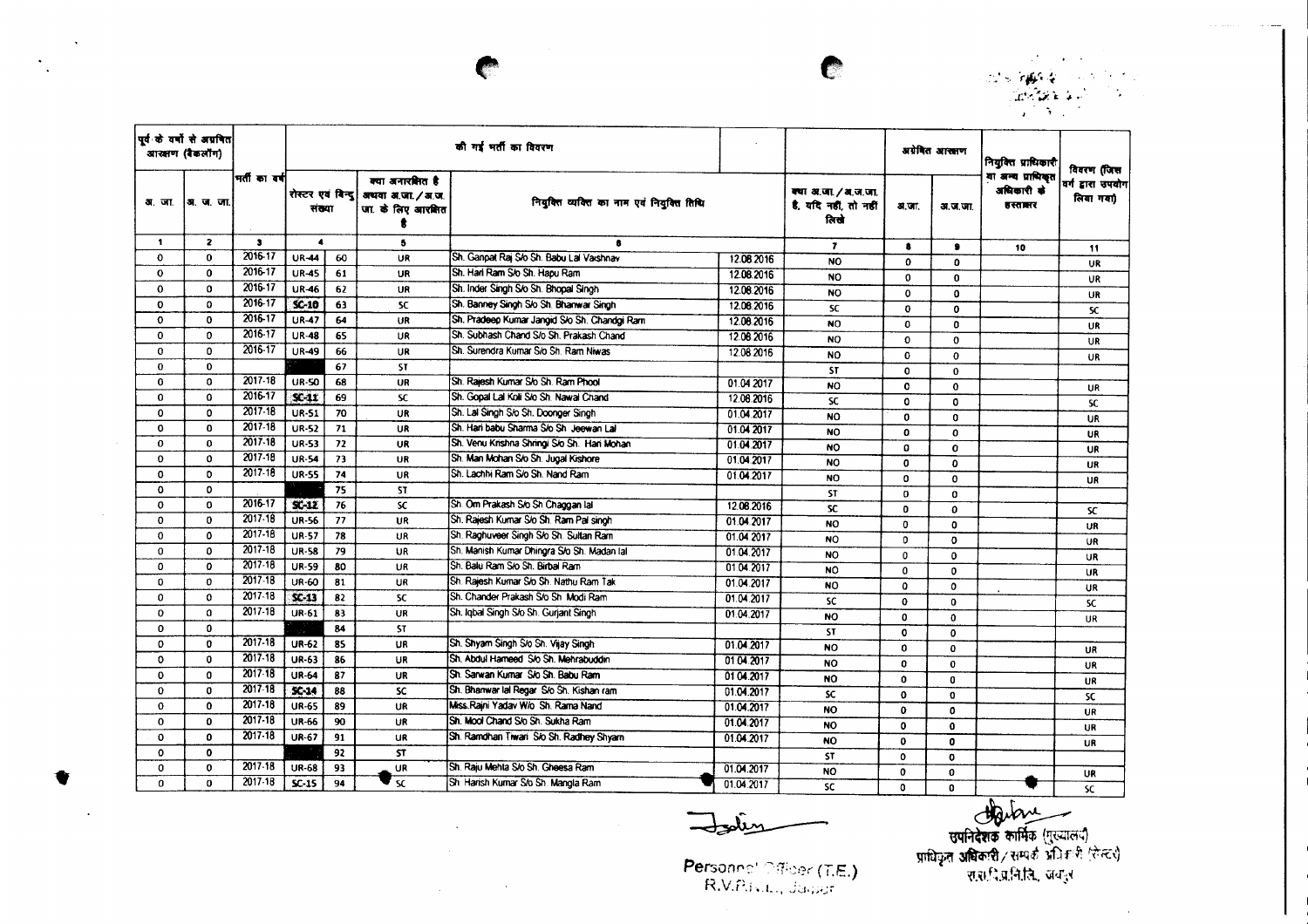| पूर्व के वर्षों से अग्रवित आरक्षण (बैकलॉग) | | भर्ती का वर्ष | की गई भर्ती का विवरण | | | | | क्या अ.जा. / अ.ज.जा. है, यदि नहीं, तो नहीं लिखे | अग्रेषित आरक्षण | | नियुक्ति प्राधिकारी या अन्य प्राधिकृत अधिकारी के हस्ताक्षर | विवरण (जिस वर्ग द्वारा उपयोग लिया गया) |
|---|---|---|---|---|---|---|---|---|---|---|---|---|
| अ. जा. | अ. ज. जा. | | रोस्टर एवं बिन्दु संख्या | | क्या अनारक्षित है अथवा अ.जा. / अ.ज.जा. के लिए आरक्षित है | नियुक्ति व्यक्ति का नाम एवं नियुक्ति तिथि | | | अ.जा. | अ.ज.जा. | | |
| 1 | 2 | 3 | 4 | | 5 | 6 | | 7 | 8 | 9 | 10 | 11 |
| 0 | 0 | 2016-17 | UR-44 | 60 | UR | Sh. Ganpat Raj S/o Sh. Babu Lal Vaishnav | 12.08.2016 | NO | 0 | 0 | | UR |
| 0 | 0 | 2016-17 | UR-45 | 61 | UR | Sh. Hari Ram S/o Sh. Hapu Ram | 12.08.2016 | NO | 0 | 0 | | UR |
| 0 | 0 | 2016-17 | UR-46 | 62 | UR | Sh. Inder Singh S/o Sh. Bhopal Singh | 12.08.2016 | NO | 0 | 0 | | UR |
| 0 | 0 | 2016-17 | SC-10 | 63 | SC | Sh. Banney Singh S/o Sh. Bhanwar Singh | 12.08.2016 | SC | 0 | 0 | | SC |
| 0 | 0 | 2016-17 | UR-47 | 64 | UR | Sh. Pradeep Kumar Jangid S/o Sh. Chandgi Ram | 12.08.2016 | NO | 0 | 0 | | UR |
| 0 | 0 | 2016-17 | UR-48 | 65 | UR | Sh. Subhash Chand S/o Sh. Prakash Chand | 12.08.2016 | NO | 0 | 0 | | UR |
| 0 | 0 | 2016-17 | UR-49 | 66 | UR | Sh. Surendra Kumar S/o Sh. Ram Niwas | 12.08.2016 | NO | 0 | 0 | | UR |
| 0 | 0 | | | 67 | ST | | | ST | 0 | 0 | | |
| 0 | 0 | 2017-18 | UR-50 | 68 | UR | Sh. Rajesh Kumar S/o Sh. Ram Phool | 01.04.2017 | NO | 0 | 0 | | UR |
| 0 | 0 | 2016-17 | SC-11 | 69 | SC | Sh. Gopal Lal Koli S/o Sh. Nawal Chand | 12.08.2016 | SC | 0 | 0 | | SC |
| 0 | 0 | 2017-18 | UR-51 | 70 | UR | Sh. Lal Singh S/o Sh. Doonger Singh | 01.04.2017 | NO | 0 | 0 | | UR |
| 0 | 0 | 2017-18 | UR-52 | 71 | UR | Sh. Hari babu Sharma S/o Sh. Jeewan Lal | 01.04.2017 | NO | 0 | 0 | | UR |
| 0 | 0 | 2017-18 | UR-53 | 72 | UR | Sh. Venu Krishna Shringi S/o Sh. Hari Mohan | 01.04.2017 | NO | 0 | 0 | | UR |
| 0 | 0 | 2017-18 | UR-54 | 73 | UR | Sh. Man Mohan S/o Sh. Jugal Kishore | 01.04.2017 | NO | 0 | 0 | | UR |
| 0 | 0 | 2017-18 | UR-55 | 74 | UR | Sh. Lachhi Ram S/o Sh. Nand Ram | 01.04.2017 | NO | 0 | 0 | | UR |
| 0 | 0 | | | 75 | ST | | | ST | 0 | 0 | | |
| 0 | 0 | 2016-17 | SC-12 | 76 | SC | Sh. Om Prakash S/o Sh Chaggan lal | 12.08.2016 | SC | 0 | 0 | | SC |
| 0 | 0 | 2017-18 | UR-56 | 77 | UR | Sh. Rajesh Kumar S/o Sh. Ram Pal singh | 01.04.2017 | NO | 0 | 0 | | UR |
| 0 | 0 | 2017-18 | UR-57 | 78 | UR | Sh. Raghuveer Singh S/o Sh. Sultan Ram | 01.04.2017 | NO | 0 | 0 | | UR |
| 0 | 0 | 2017-18 | UR-58 | 79 | UR | Sh. Manish Kumar Dhingra S/o Sh. Madan lal | 01.04.2017 | NO | 0 | 0 | | UR |
| 0 | 0 | 2017-18 | UR-59 | 80 | UR | Sh. Balu Ram S/o Sh. Birbal Ram | 01.04.2017 | NO | 0 | 0 | | UR |
| 0 | 0 | 2017-18 | UR-60 | 81 | UR | Sh. Rajesh Kumar S/o Sh. Nathu Ram Tak | 01.04.2017 | NO | 0 | 0 | | UR |
| 0 | 0 | 2017-18 | SC-13 | 82 | SC | Sh. Chander Prakash S/o Sh. Modi Ram | 01.04.2017 | SC | 0 | 0 | | SC |
| 0 | 0 | 2017-18 | UR-61 | 83 | UR | Sh. Iqbal Singh S/o Sh. Gurjant Singh | 01.04.2017 | NO | 0 | 0 | | UR |
| 0 | 0 | | | 84 | ST | | | ST | 0 | 0 | | |
| 0 | 0 | 2017-18 | UR-62 | 85 | UR | Sh. Shyam Singh S/o Sh. Vijay Singh | 01.04.2017 | NO | 0 | 0 | | UR |
| 0 | 0 | 2017-18 | UR-63 | 86 | UR | Sh. Abdul Hameed S/o Sh. Mehrabuddin | 01.04.2017 | NO | 0 | 0 | | UR |
| 0 | 0 | 2017-18 | UR-64 | 87 | UR | Sh. Sarwan Kumar S/o Sh. Babu Ram | 01.04.2017 | NO | 0 | 0 | | UR |
| 0 | 0 | 2017-18 | SC-14 | 88 | SC | Sh. Bhanwar lal Regar S/o Sh. Kishan ram | 01.04.2017 | SC | 0 | 0 | | SC |
| 0 | 0 | 2017-18 | UR-65 | 89 | UR | Miss.Rajni Yadav W/o Sh. Rama Nand | 01.04.2017 | NO | 0 | 0 | | UR |
| 0 | 0 | 2017-18 | UR-66 | 90 | UR | Sh. Mool Chand S/o Sh. Sukha Ram | 01.04.2017 | NO | 0 | 0 | | UR |
| 0 | 0 | 2017-18 | UR-67 | 91 | UR | Sh. Ramdhan Tiwari S/o Sh. Radhey Shyam | 01.04.2017 | NO | 0 | 0 | | UR |
| 0 | 0 | | | 92 | ST | | | ST | 0 | 0 | | |
| 0 | 0 | 2017-18 | UR-68 | 93 | UR | Sh. Raju Mehta S/o Sh. Gheesa Ram | 01.04.2017 | NO | 0 | 0 | | UR |
| 0 | 0 | 2017-18 | SC-15 | 94 | SC | Sh. Harish Kumar S/o Sh. Mangla Ram | 01.04.2017 | SC | 0 | 0 | | SC |

Personnel Officer (T.E.)
R.V.P.N.L., Jaipur

उपनिदेशक कार्मिक (मुख्यालय)
प्राधिकृत अधिकारी / सम्पर्क अधिकारी (सेल्स)
रा.रा.वि.प्र.नि.लि., जयपुर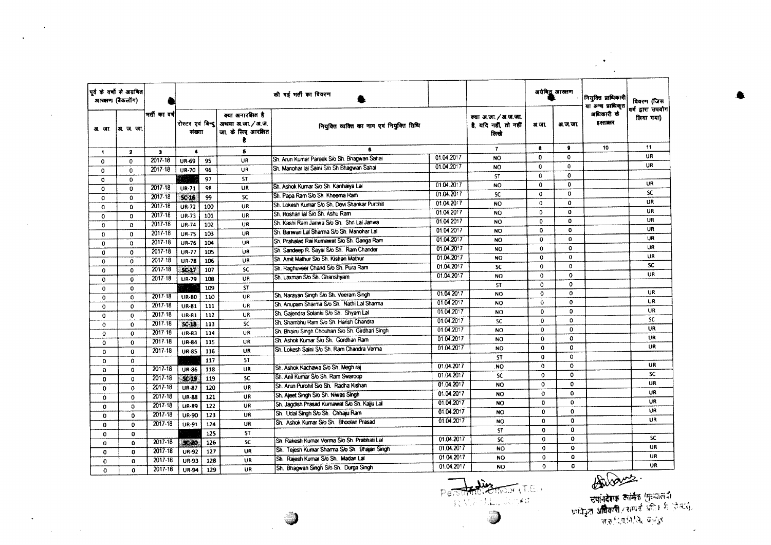| पूर्व के वर्षों से अग्रेषित आरक्षण (बैकलॉग) | | भर्ती का वर्ष | की गई भर्ती का विवरण | | | | | | अग्रेषित आरक्षण | | नियुक्ति प्राधिकारी या अन्य प्राधिकृत अधिकारी के हस्ताक्षर | विवरण (जिस वर्ग द्वारा उपयोग लिया गया) |
|---|---|---|---|---|---|---|---|---|---|---|---|---|
| अ. जा. | अ. ज. जा. | | रोस्टर एवं बिन्दु संख्या | | क्या अनारक्षित है अथवा अ.जा./अ.ज.जा. के लिए आरक्षित है | नियुक्त व्यक्ति का नाम एवं नियुक्ति तिथि | | क्या अ.जा./अ.ज.जा. है, यदि नहीं, तो नहीं लिखे | अ.जा. | अ.ज.जा. | | |
| 1 | 2 | 3 | 4 | | 5 | 6 | | 7 | 8 | 9 | 10 | 11 |
| 0 | 0 | 2017-18 | UR-69 | 95 | UR | Sh. Arun Kumar Pareek S/o Sh. Bhagwan Sahai | 01.04.2017 | NO | 0 | 0 | | UR |
| 0 | 0 | 2017-18 | UR-70 | 96 | UR | Sh. Manohar lal Saini S/o Sh Bhagwan Sahai | 01.04.2017 | NO | 0 | 0 | | UR |
| 0 | 0 | | | 97 | ST | | | ST | 0 | 0 | | |
| 0 | 0 | 2017-18 | UR-71 | 98 | UR | Sh. Ashok Kumar S/o Sh. Kanhaiya Lal | 01.04.2017 | NO | 0 | 0 | | UR |
| 0 | 0 | 2017-18 | SC-16 | 99 | SC | Sh. Papa Ram S/o Sh. Kheema Ram | 01.04.2017 | SC | 0 | 0 | | SC |
| 0 | 0 | 2017-18 | UR-72 | 100 | UR | Sh. Lokesh Kumar S/o Sh. Devi Shankar Purohit | 01.04.2017 | NO | 0 | 0 | | UR |
| 0 | 0 | 2017-18 | UR-73 | 101 | UR | Sh. Roshan lal S/o Sh. Ashu Ram | 01.04.2017 | NO | 0 | 0 | | UR |
| 0 | 0 | 2017-18 | UR-74 | 102 | UR | Sh. Kashi Ram Janwa S/o Sh. Shri Lal Janwa | 01.04.2017 | NO | 0 | 0 | | UR |
| 0 | 0 | 2017-18 | UR-75 | 103 | UR | Sh. Banwari Lal Sharma S/o Sh. Manohar Lal | 01.04.2017 | NO | 0 | 0 | | UR |
| 0 | 0 | 2017-18 | UR-76 | 104 | UR | Sh. Prahalad Rai Kumawat S/o Sh. Ganga Ram | 01.04.2017 | NO | 0 | 0 | | UR |
| 0 | 0 | 2017-18 | UR-77 | 105 | UR | Sh. Sandeep R. Sayal S/o Sh. Ram Chander | 01.04.2017 | NO | 0 | 0 | | UR |
| 0 | 0 | 2017-18 | UR-78 | 106 | UR | Sh. Amit Mathur S/o Sh. Kishan Mathur | 01.04.2017 | NO | 0 | 0 | | UR |
| 0 | 0 | 2017-18 | SC-17 | 107 | SC | Sh. Raghuveer Chand S/o Sh. Pura Ram | 01.04.2017 | SC | 0 | 0 | | SC |
| 0 | 0 | 2017-18 | UR-79 | 108 | UR | Sh. Laxman S/o Sh. Ghanshyam | 01.04.2017 | NO | 0 | 0 | | UR |
| 0 | 0 | | | 109 | ST | | | ST | 0 | 0 | | |
| 0 | 0 | 2017-18 | UR-80 | 110 | UR | Sh. Narayan Singh S/o Sh. Veeram Singh | 01.04.2017 | NO | 0 | 0 | | UR |
| 0 | 0 | 2017-18 | UR-81 | 111 | UR | Sh. Anupam Sharma S/o Sh. Nathi Lal Sharma | 01.04.2017 | NO | 0 | 0 | | UR |
| 0 | 0 | 2017-18 | UR-81 | 112 | UR | Sh. Gajendra Solanki S/o Sh. Shyam Lal | 01.04.2017 | NO | 0 | 0 | | UR |
| 0 | 0 | 2017-18 | SC-18 | 113 | SC | Sh. Shambhu Ram S/o Sh. Harish Chandra | 01.04.2017 | SC | 0 | 0 | | SC |
| 0 | 0 | 2017-18 | UR-83 | 114 | UR | Sh. Bhairu Singh Chouhan S/o Sh. Girdhari Singh | 01.04.2017 | NO | 0 | 0 | | UR |
| 0 | 0 | 2017-18 | UR-84 | 115 | UR | Sh. Ashok Kumar S/o Sh. Gordhan Ram | 01.04.2017 | NO | 0 | 0 | | UR |
| 0 | 0 | 2017-18 | UR-85 | 116 | UR | Sh. Lokesh Saini S/o Sh. Ram Chandra Verma | 01.04.2017 | NO | 0 | 0 | | UR |
| 0 | 0 | | | 117 | ST | | | ST | 0 | 0 | | |
| 0 | 0 | 2017-18 | UR-86 | 118 | UR | Sh. Ashok Kachawa S/o Sh. Megh raj | 01.04.2017 | NO | 0 | 0 | | UR |
| 0 | 0 | 2017-18 | SC-19 | 119 | SC | Sh. Anil Kumar S/o Sh. Ram Swaroop | 01.04.2017 | SC | 0 | 0 | | SC |
| 0 | 0 | 2017-18 | UR-87 | 120 | UR | Sh. Arun Purohit S/o Sh. Radha Kishan | 01.04.2017 | NO | 0 | 0 | | UR |
| 0 | 0 | 2017-18 | UR-88 | 121 | UR | Sh. Ajeet Singh S/o Sh. Niwas Singh | 01.04.2017 | NO | 0 | 0 | | UR |
| 0 | 0 | 2017-18 | UR-89 | 122 | UR | Sh. Jagdish Prasad Kumawat S/o Sh. Kajju Lal | 01.04.2017 | NO | 0 | 0 | | UR |
| 0 | 0 | 2017-18 | UR-90 | 123 | UR | Sh. Udai Singh S/o Sh. Chhaju Ram | 01.04.2017 | NO | 0 | 0 | | UR |
| 0 | 0 | 2017-18 | UR-91 | 124 | UR | Sh. Ashok Kumar S/o Sh. Bhoolan Prasad | 01.04.2017 | NO | 0 | 0 | | UR |
| 0 | 0 | | | 125 | ST | | | ST | 0 | 0 | | |
| 0 | 0 | 2017-18 | SC-20 | 126 | SC | Sh. Rakesh Kumar Verma S/o Sh. Prabhati Lal | 01.04.2017 | SC | 0 | 0 | | SC |
| 0 | 0 | 2017-18 | UR-92 | 127 | UR | Sh. Tejesh Kumar Sharma S/o Sh. Bhajan Singh | 01.04.2017 | NO | 0 | 0 | | UR |
| 0 | 0 | 2017-18 | UR-93 | 128 | UR | Sh. Rajesh Kumar S/o Sh. Madan Lal | 01.04.2017 | NO | 0 | 0 | | UR |
| 0 | 0 | 2017-18 | UR-94 | 129 | UR | Sh. Bhagwan Singh S/o Sh. Durga Singh | 01.04.2017 | NO | 0 | 0 | | UR |

Personnel Officer (T.E.)

उपनिदेशक कार्मिक (मुख्यालय)
प्राधिकृत अधिकारी / राष्ट्रीय अधि. जि. सेल,
रा.रा.वि.प्र.नि.लि., जयपुर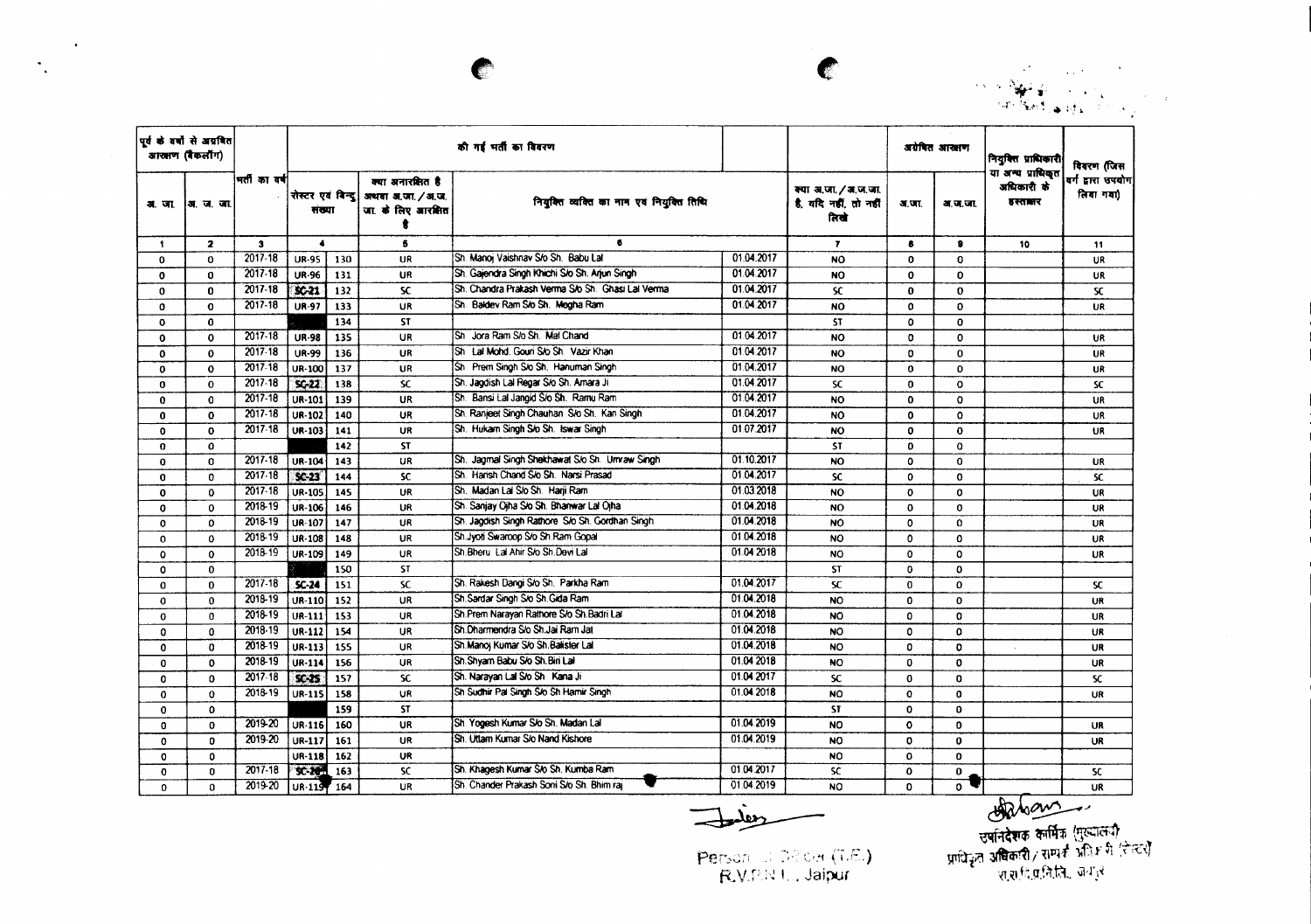| पूर्व के वर्षो से अग्रेषित आरक्षण (बैकलॉग) | | भर्ती का वर्ष | की गई भर्ती का विवरण | | | | | क्या अ.जा./अ.ज.जा. है, यदि नहीं, तो नहीं लिखें | अग्रेषित आरक्षण | | नियुक्ति प्राधिकारी या अन्य प्राधिकृत अधिकारी के हस्ताक्षर | विवरण (जिस वर्ग द्वारा उपयोग लिया गया) |
|---|---|---|---|---|---|---|---|---|---|---|---|---|
| अ. जा. | अ. ज. जा. | | रोस्टर एवं बिन्दु संख्या | | क्या अनारक्षित है अथवा अ.जा./अ.ज.जा. के लिए आरक्षित है | नियुक्ति व्यक्ति का नाम एवं नियुक्ति तिथि | | | अ.जा. | अ.ज.जा. | | |
| 1 | 2 | 3 | 4 | | 5 | 6 | | 7 | 8 | 9 | 10 | 11 |
| 0 | 0 | 2017-18 | UR-95 | 130 | UR | Sh. Manoj Vaishnav S/o Sh. Babu Lal | 01.04.2017 | NO | 0 | 0 | | UR |
| 0 | 0 | 2017-18 | UR-96 | 131 | UR | Sh. Gajendra Singh Khichi S/o Sh. Arjun Singh | 01.04.2017 | NO | 0 | 0 | | UR |
| 0 | 0 | 2017-18 | SC-21 | 132 | SC | Sh. Chandra Prakash Verma S/o Sh. Ghasi Lal Verma | 01.04.2017 | SC | 0 | 0 | | SC |
| 0 | 0 | 2017-18 | UR-97 | 133 | UR | Sh. Baldev Ram S/o Sh. Megha Ram | 01.04.2017 | NO | 0 | 0 | | UR |
| 0 | 0 | | | 134 | ST | | | ST | 0 | 0 | | |
| 0 | 0 | 2017-18 | UR-98 | 135 | UR | Sh. Jora Ram S/o Sh. Mal Chand | 01.04.2017 | NO | 0 | 0 | | UR |
| 0 | 0 | 2017-18 | UR-99 | 136 | UR | Sh. Lal Mohd. Gouri S/o Sh. Vazir Khan | 01.04.2017 | NO | 0 | 0 | | UR |
| 0 | 0 | 2017-18 | UR-100 | 137 | UR | Sh. Prem Singh S/o Sh. Hanuman Singh | 01.04.2017 | NO | 0 | 0 | | UR |
| 0 | 0 | 2017-18 | SC-22 | 138 | SC | Sh. Jagdish Lal Regar S/o Sh. Amara Ji | 01.04.2017 | SC | 0 | 0 | | SC |
| 0 | 0 | 2017-18 | UR-101 | 139 | UR | Sh. Bansi Lal Jangid S/o Sh. Ramu Ram | 01.04.2017 | NO | 0 | 0 | | UR |
| 0 | 0 | 2017-18 | UR-102 | 140 | UR | Sh. Ranjeet Singh Chauhan S/o Sh. Kan Singh | 01.04.2017 | NO | 0 | 0 | | UR |
| 0 | 0 | 2017-18 | UR-103 | 141 | UR | Sh. Hukam Singh S/o Sh. Iswar Singh | 01.07.2017 | NO | 0 | 0 | | UR |
| 0 | 0 | | | 142 | ST | | | ST | 0 | 0 | | |
| 0 | 0 | 2017-18 | UR-104 | 143 | UR | Sh. Jagmal Singh Shekhawat S/o Sh. Umraw Singh | 01.10.2017 | NO | 0 | 0 | | UR |
| 0 | 0 | 2017-18 | SC-23 | 144 | SC | Sh. Harish Chand S/o Sh. Narsi Prasad | 01.04.2017 | SC | 0 | 0 | | SC |
| 0 | 0 | 2017-18 | UR-105 | 145 | UR | Sh. Madan Lal S/o Sh. Harji Ram | 01.03.2018 | NO | 0 | 0 | | UR |
| 0 | 0 | 2018-19 | UR-106 | 146 | UR | Sh. Sanjay Ojha S/o Sh. Bhanwar Lal Ojha | 01.04.2018 | NO | 0 | 0 | | UR |
| 0 | 0 | 2018-19 | UR-107 | 147 | UR | Sh. Jagdish Singh Rathore S/o Sh. Gordhan Singh | 01.04.2018 | NO | 0 | 0 | | UR |
| 0 | 0 | 2018-19 | UR-108 | 148 | UR | Sh.Jyoti Swaroop S/o Sh.Ram Gopal | 01.04.2018 | NO | 0 | 0 | | UR |
| 0 | 0 | 2018-19 | UR-109 | 149 | UR | Sh.Bheru Lal Ahir S/o Sh.Devi Lal | 01.04.2018 | NO | 0 | 0 | | UR |
| 0 | 0 | | | 150 | ST | | | ST | 0 | 0 | | |
| 0 | 0 | 2017-18 | SC-24 | 151 | SC | Sh. Rakesh Dangi S/o Sh. Parkha Ram | 01.04.2017 | SC | 0 | 0 | | SC |
| 0 | 0 | 2018-19 | UR-110 | 152 | UR | Sh.Sardar Singh S/o Sh.Gida Ram | 01.04.2018 | NO | 0 | 0 | | UR |
| 0 | 0 | 2018-19 | UR-111 | 153 | UR | Sh.Prem Narayan Rathore S/o Sh.Badri Lal | 01.04.2018 | NO | 0 | 0 | | UR |
| 0 | 0 | 2018-19 | UR-112 | 154 | UR | Sh.Dharmendra S/o Sh.Jai Ram Jat | 01.04.2018 | NO | 0 | 0 | | UR |
| 0 | 0 | 2018-19 | UR-113 | 155 | UR | Sh.Manoj Kumar S/o Sh.Balister Lal | 01.04.2018 | NO | 0 | 0 | | UR |
| 0 | 0 | 2018-19 | UR-114 | 156 | UR | Sh.Shyam Babu S/o Sh.Biri Lal | 01.04.2018 | NO | 0 | 0 | | UR |
| 0 | 0 | 2017-18 | SC-25 | 157 | SC | Sh. Narayan Lal S/o Sh. Kana Ji | 01.04.2017 | SC | 0 | 0 | | SC |
| 0 | 0 | 2018-19 | UR-115 | 158 | UR | Sh Sudhir Pal Singh S/o Sh Hamir Singh | 01.04.2018 | NO | 0 | 0 | | UR |
| 0 | 0 | | | 159 | ST | | | ST | 0 | 0 | | |
| 0 | 0 | 2019-20 | UR-116 | 160 | UR | Sh. Yogesh Kumar S/o Sh. Madan Lal | 01.04.2019 | NO | 0 | 0 | | UR |
| 0 | 0 | 2019-20 | UR-117 | 161 | UR | Sh. Uttam Kumar S/o Nand Kishore | 01.04.2019 | NO | 0 | 0 | | UR |
| 0 | 0 | | UR-118 | 162 | UR | | | NO | 0 | 0 | | |
| 0 | 0 | 2017-18 | SC-26 | 163 | SC | Sh. Khagesh Kumar S/o Sh. Kumba Ram | 01.04.2017 | SC | 0 | 0 | | SC |
| 0 | 0 | 2019-20 | UR-119 | 164 | UR | Sh. Chander Prakash Soni S/o Sh. Bhim raj | 01.04.2019 | NO | 0 | 0 | | UR |

Personnel Officer (T.E.)
R.V.P.N.L., Jaipur

उपनिदेशक कार्मिक (मुख्यालय)
प्राधिकृत अधिकारी / सम्पर्क अधिकारी (रोस्टर)
रा.रा.वि.प्र.नि.लि., जयपुर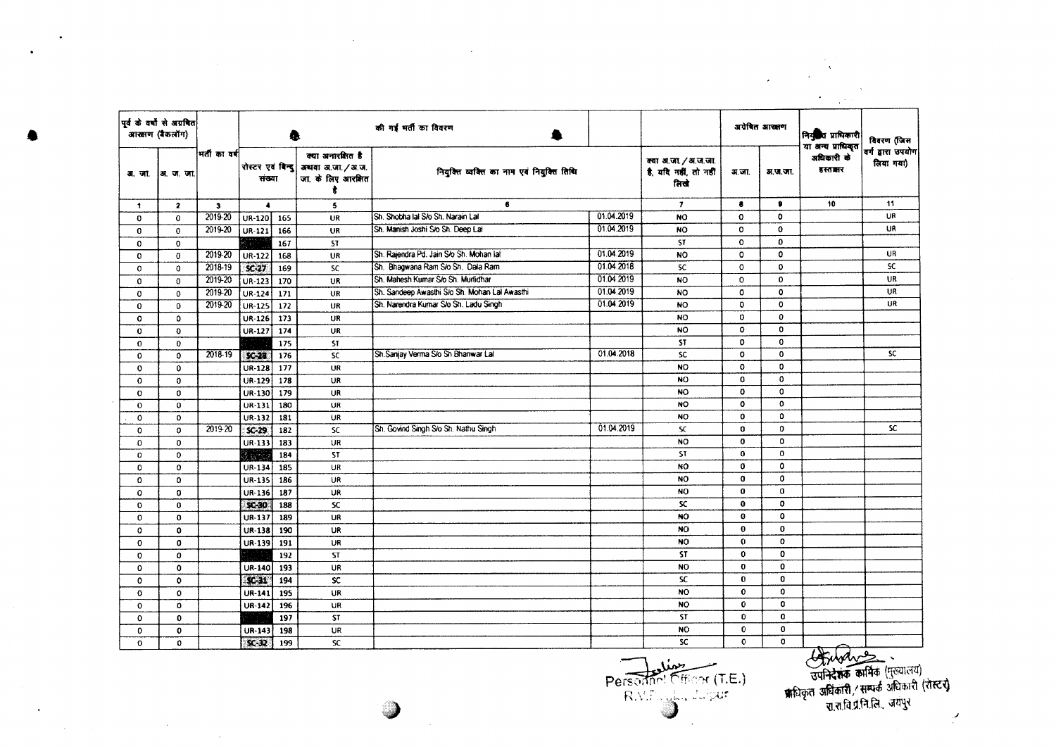| पूर्व के वर्षों से अग्रेषित आरक्षण (बैकलॉग) | | भर्ती का वर्ष | की गई भर्ती का विवरण | | | | | | अग्रेषित आरक्षण | | नियुक्त प्राधिकारी या अन्य प्राधिकृत अधिकारी के हस्ताक्षर | विवरण (जिस वर्ग द्वारा उपयोग लिया गया) |
|---|---|---|---|---|---|---|---|---|---|---|---|---|
| अ. जा. | अ. ज. जा. | | रोस्टर एवं बिन्दु संख्या | | क्या अनारक्षित है अथवा अ.जा./अ.ज.जा. के लिए आरक्षित है | नियुक्त व्यक्ति का नाम एवं नियुक्ति तिथि | | क्या अ.जा./अ.ज.जा. है, यदि नहीं, तो नहीं लिखें | अ.जा. | अ.ज.जा. | | |
| 1 | 2 | 3 | 4 | | 5 | 6 | | 7 | 8 | 9 | 10 | 11 |
| 0 | 0 | 2019-20 | UR-120 | 165 | UR | Sh. Shobha lal S/o Sh. Narain Lal | 01.04.2019 | NO | 0 | 0 | | UR |
| 0 | 0 | 2019-20 | UR-121 | 166 | UR | Sh. Manish Joshi S/o Sh. Deep Lal | 01.04.2019 | NO | 0 | 0 | | UR |
| 0 | 0 | | | 167 | ST | | | ST | 0 | 0 | | |
| 0 | 0 | 2019-20 | UR-122 | 168 | UR | Sh. Rajendra Pd. Jain S/o Sh. Mohan lal | 01.04.2019 | NO | 0 | 0 | | UR |
| 0 | 0 | 2018-19 | SC-27 | 169 | SC | Sh. Bhagwana Ram S/o Sh. Dala Ram | 01.04.2018 | SC | 0 | 0 | | SC |
| 0 | 0 | 2019-20 | UR-123 | 170 | UR | Sh. Mahesh Kumar S/o Sh. Murlidhar | 01.04.2019 | NO | 0 | 0 | | UR |
| 0 | 0 | 2019-20 | UR-124 | 171 | UR | Sh. Sandeep Awasthi S/o Sh. Mohan Lal Awasthi | 01.04.2019 | NO | 0 | 0 | | UR |
| 0 | 0 | 2019-20 | UR-125 | 172 | UR | Sh. Narendra Kumar S/o Sh. Ladu Singh | 01.04.2019 | NO | 0 | 0 | | UR |
| 0 | 0 | | UR-126 | 173 | UR | | | NO | 0 | 0 | | |
| 0 | 0 | | UR-127 | 174 | UR | | | NO | 0 | 0 | | |
| 0 | 0 | | | 175 | ST | | | ST | 0 | 0 | | |
| 0 | 0 | 2018-19 | SC-28 | 176 | SC | Sh.Sanjay Verma S/o Sh Bhanwar Lal | 01.04.2018 | SC | 0 | 0 | | SC |
| 0 | 0 | | UR-128 | 177 | UR | | | NO | 0 | 0 | | |
| 0 | 0 | | UR-129 | 178 | UR | | | NO | 0 | 0 | | |
| 0 | 0 | | UR-130 | 179 | UR | | | NO | 0 | 0 | | |
| 0 | 0 | | UR-131 | 180 | UR | | | NO | 0 | 0 | | |
| 0 | 0 | | UR-132 | 181 | UR | | | NO | 0 | 0 | | |
| 0 | 0 | 2019-20 | SC-29 | 182 | SC | Sh. Govind Singh S/o Sh. Nathu Singh | 01.04.2019 | SC | 0 | 0 | | SC |
| 0 | 0 | | UR-133 | 183 | UR | | | NO | 0 | 0 | | |
| 0 | 0 | | | 184 | ST | | | ST | 0 | 0 | | |
| 0 | 0 | | UR-134 | 185 | UR | | | NO | 0 | 0 | | |
| 0 | 0 | | UR-135 | 186 | UR | | | NO | 0 | 0 | | |
| 0 | 0 | | UR-136 | 187 | UR | | | NO | 0 | 0 | | |
| 0 | 0 | | SC-30 | 188 | SC | | | SC | 0 | 0 | | |
| 0 | 0 | | UR-137 | 189 | UR | | | NO | 0 | 0 | | |
| 0 | 0 | | UR-138 | 190 | UR | | | NO | 0 | 0 | | |
| 0 | 0 | | UR-139 | 191 | UR | | | NO | 0 | 0 | | |
| 0 | 0 | | | 192 | ST | | | ST | 0 | 0 | | |
| 0 | 0 | | UR-140 | 193 | UR | | | NO | 0 | 0 | | |
| 0 | 0 | | SC-31 | 194 | SC | | | SC | 0 | 0 | | |
| 0 | 0 | | UR-141 | 195 | UR | | | NO | 0 | 0 | | |
| 0 | 0 | | UR-142 | 196 | UR | | | NO | 0 | 0 | | |
| 0 | 0 | | | 197 | ST | | | ST | 0 | 0 | | |
| 0 | 0 | | UR-143 | 198 | UR | | | NO | 0 | 0 | | |
| 0 | 0 | | SC-32 | 199 | SC | | | SC | 0 | 0 | | |

Personnel Officer (T.E.)
R.V.P.N.L., Jaipur

उपनिदेशक कार्मिक (मुख्यालय)
प्राधिकृत अधिकारी / सम्पर्क अधिकारी (रोस्टर)
रा.रा.वि.प्र.नि.लि., जयपुर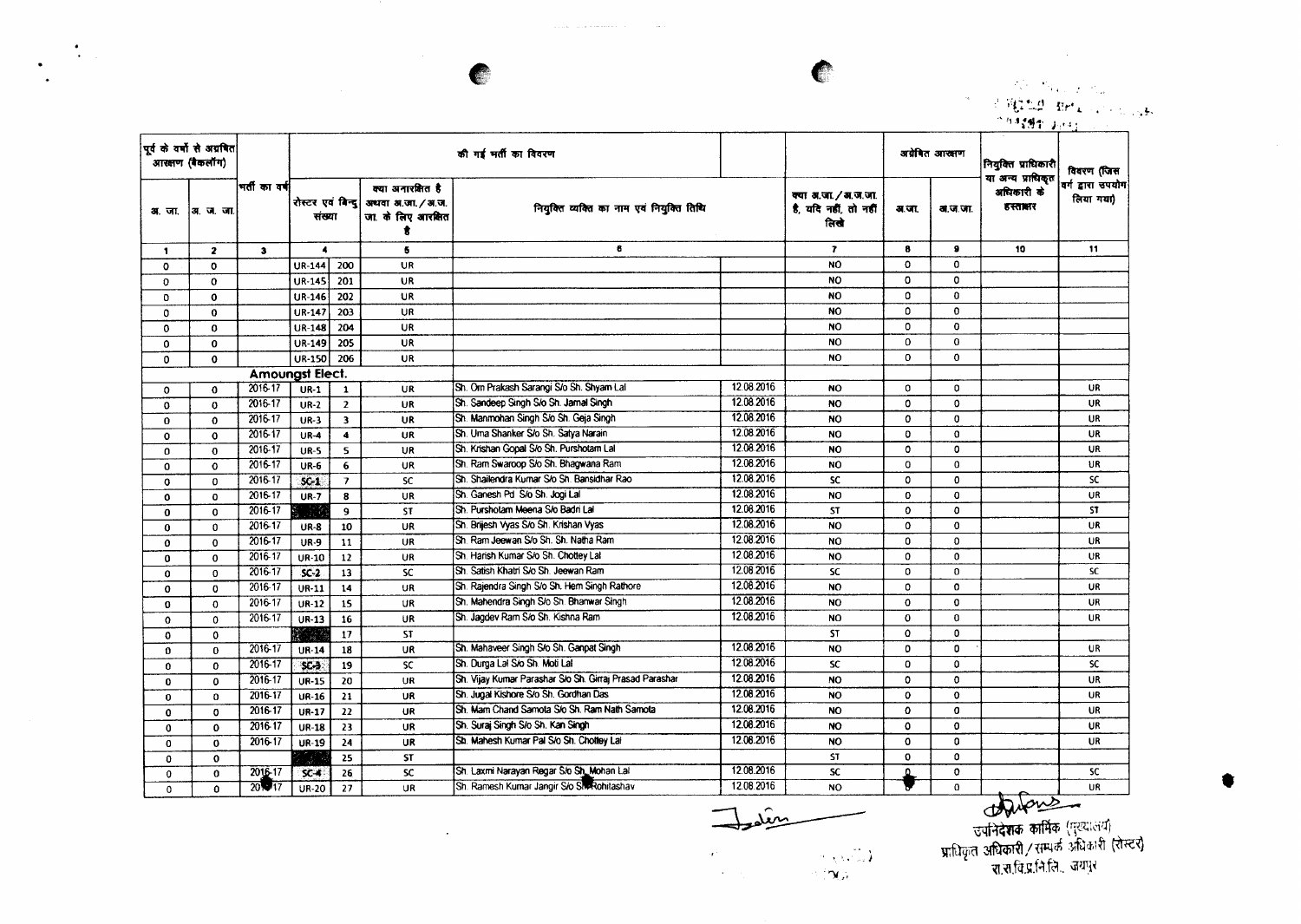| पूर्व के वर्षों से अग्रेषित आरक्षण (बैकलॉग) | | भर्ती का वर्ष | की गई भर्ती का विवरण | | | | | अग्रेषित आरक्षण | | नियुक्ति प्राधिकारी या अन्य प्राधिकृत अधिकारी के हस्ताक्षर | विवरण (जिस वर्ग द्वारा उपयोग लिया गया) |
|---|---|---|---|---|---|---|---|---|---|---|---|
| अ. जा. | अ. ज. जा. | | रोस्टर एवं बिन्दु संख्या | | क्या अनारक्षित है अथवा अ.जा./अ.ज.जा. के लिए आरक्षित है | नियुक्त व्यक्ति का नाम एवं नियुक्ति तिथि | | क्या अ.जा./अ.ज.जा. है, यदि नहीं, तो नहीं लिखे | अ.जा. | अ.ज.जा. | | |
| 1 | 2 | 3 | 4 | | 5 | 6 | | 7 | 8 | 9 | 10 | 11 |
| 0 | 0 | | UR-144 | 200 | UR | | | NO | 0 | 0 | | |
| 0 | 0 | | UR-145 | 201 | UR | | | NO | 0 | 0 | | |
| 0 | 0 | | UR-146 | 202 | UR | | | NO | 0 | 0 | | |
| 0 | 0 | | UR-147 | 203 | UR | | | NO | 0 | 0 | | |
| 0 | 0 | | UR-148 | 204 | UR | | | NO | 0 | 0 | | |
| 0 | 0 | | UR-149 | 205 | UR | | | NO | 0 | 0 | | |
| 0 | 0 | | UR-150 | 206 | UR | | | NO | 0 | 0 | | |
| | | **Amoungst Elect.** | | | | | | | | | | |
| 0 | 0 | 2016-17 | UR-1 | 1 | UR | Sh. Om Prakash Sarangi S/o Sh. Shyam Lal | 12.08.2016 | NO | 0 | 0 | | UR |
| 0 | 0 | 2016-17 | UR-2 | 2 | UR | Sh. Sandeep Singh S/o Sh. Jamal Singh | 12.08.2016 | NO | 0 | 0 | | UR |
| 0 | 0 | 2016-17 | UR-3 | 3 | UR | Sh. Manmohan Singh S/o Sh. Geja Singh | 12.08.2016 | NO | 0 | 0 | | UR |
| 0 | 0 | 2016-17 | UR-4 | 4 | UR | Sh. Uma Shanker S/o Sh. Satya Narain | 12.08.2016 | NO | 0 | 0 | | UR |
| 0 | 0 | 2016-17 | UR-5 | 5 | UR | Sh. Krishan Gopal S/o Sh. Purshotam Lal | 12.08.2016 | NO | 0 | 0 | | UR |
| 0 | 0 | 2016-17 | UR-6 | 6 | UR | Sh. Ram Swaroop S/o Sh. Bhagwana Ram | 12.08.2016 | NO | 0 | 0 | | UR |
| 0 | 0 | 2016-17 | SC-1 | 7 | SC | Sh. Shailendra Kumar S/o Sh. Bansidhar Rao | 12.08.2016 | SC | 0 | 0 | | SC |
| 0 | 0 | 2016-17 | UR-7 | 8 | UR | Sh. Ganesh Pd S/o Sh. Jogi Lal | 12.08.2016 | NO | 0 | 0 | | UR |
| 0 | 0 | 2016-17 | | 9 | ST | Sh. Purshotam Meena S/o Badri Lal | 12.08.2016 | ST | 0 | 0 | | ST |
| 0 | 0 | 2016-17 | UR-8 | 10 | UR | Sh. Brijesh Vyas S/o Sh. Krishan Vyas | 12.08.2016 | NO | 0 | 0 | | UR |
| 0 | 0 | 2016-17 | UR-9 | 11 | UR | Sh. Ram Jeewan S/o Sh. Sh. Natha Ram | 12.08.2016 | NO | 0 | 0 | | UR |
| 0 | 0 | 2016-17 | UR-10 | 12 | UR | Sh. Harish Kumar S/o Sh. Chottey Lal | 12.08.2016 | NO | 0 | 0 | | UR |
| 0 | 0 | 2016-17 | SC-2 | 13 | SC | Sh. Satish Khatri S/o Sh. Jeewan Ram | 12.08.2016 | SC | 0 | 0 | | SC |
| 0 | 0 | 2016-17 | UR-11 | 14 | UR | Sh. Rajendra Singh S/o Sh. Hem Singh Rathore | 12.08.2016 | NO | 0 | 0 | | UR |
| 0 | 0 | 2016-17 | UR-12 | 15 | UR | Sh. Mahendra Singh S/o Sh. Bhanwar Singh | 12.08.2016 | NO | 0 | 0 | | UR |
| 0 | 0 | 2016-17 | UR-13 | 16 | UR | Sh. Jagdev Ram S/o Sh. Kishna Ram | 12.08.2016 | NO | 0 | 0 | | UR |
| 0 | 0 | | | 17 | ST | | | ST | 0 | 0 | | |
| 0 | 0 | 2016-17 | UR-14 | 18 | UR | Sh. Mahaveer Singh S/o Sh. Ganpat Singh | 12.08.2016 | NO | 0 | 0 | | UR |
| 0 | 0 | 2016-17 | SC-3 | 19 | SC | Sh. Durga Lal S/o Sh. Moti Lal | 12.08.2016 | SC | 0 | 0 | | SC |
| 0 | 0 | 2016-17 | UR-15 | 20 | UR | Sh. Vijay Kumar Parashar S/o Sh. Girraj Prasad Parashar | 12.08.2016 | NO | 0 | 0 | | UR |
| 0 | 0 | 2016-17 | UR-16 | 21 | UR | Sh. Jugal Kishore S/o Sh. Gordhan Das | 12.08.2016 | NO | 0 | 0 | | UR |
| 0 | 0 | 2016-17 | UR-17 | 22 | UR | Sh. Mam Chand Samota S/o Sh. Ram Nath Samota | 12.08.2016 | NO | 0 | 0 | | UR |
| 0 | 0 | 2016-17 | UR-18 | 23 | UR | Sh. Suraj Singh S/o Sh. Kan Singh | 12.08.2016 | NO | 0 | 0 | | UR |
| 0 | 0 | 2016-17 | UR-19 | 24 | UR | Sh. Mahesh Kumar Pal S/o Sh. Chottey Lal | 12.08.2016 | NO | 0 | 0 | | UR |
| 0 | 0 | | | 25 | ST | | | ST | 0 | 0 | | |
| 0 | 0 | 2016-17 | SC-4 | 26 | SC | Sh. Laxmi Narayan Regar S/o Sh. Mohan Lal | 12.08.2016 | SC | 0 | 0 | | SC |
| 0 | 0 | 2016-17 | UR-20 | 27 | UR | Sh. Ramesh Kumar Jangir S/o Sh. Rohitashav | 12.08.2016 | NO | 0 | 0 | | UR |

उपनिदेशक कार्मिक (मुख्यालय)
प्राधिकृत अधिकारी / सम्पर्क अधिकारी (रोस्टर)
रा.रा.वि.प्र.नि.लि., जयपुर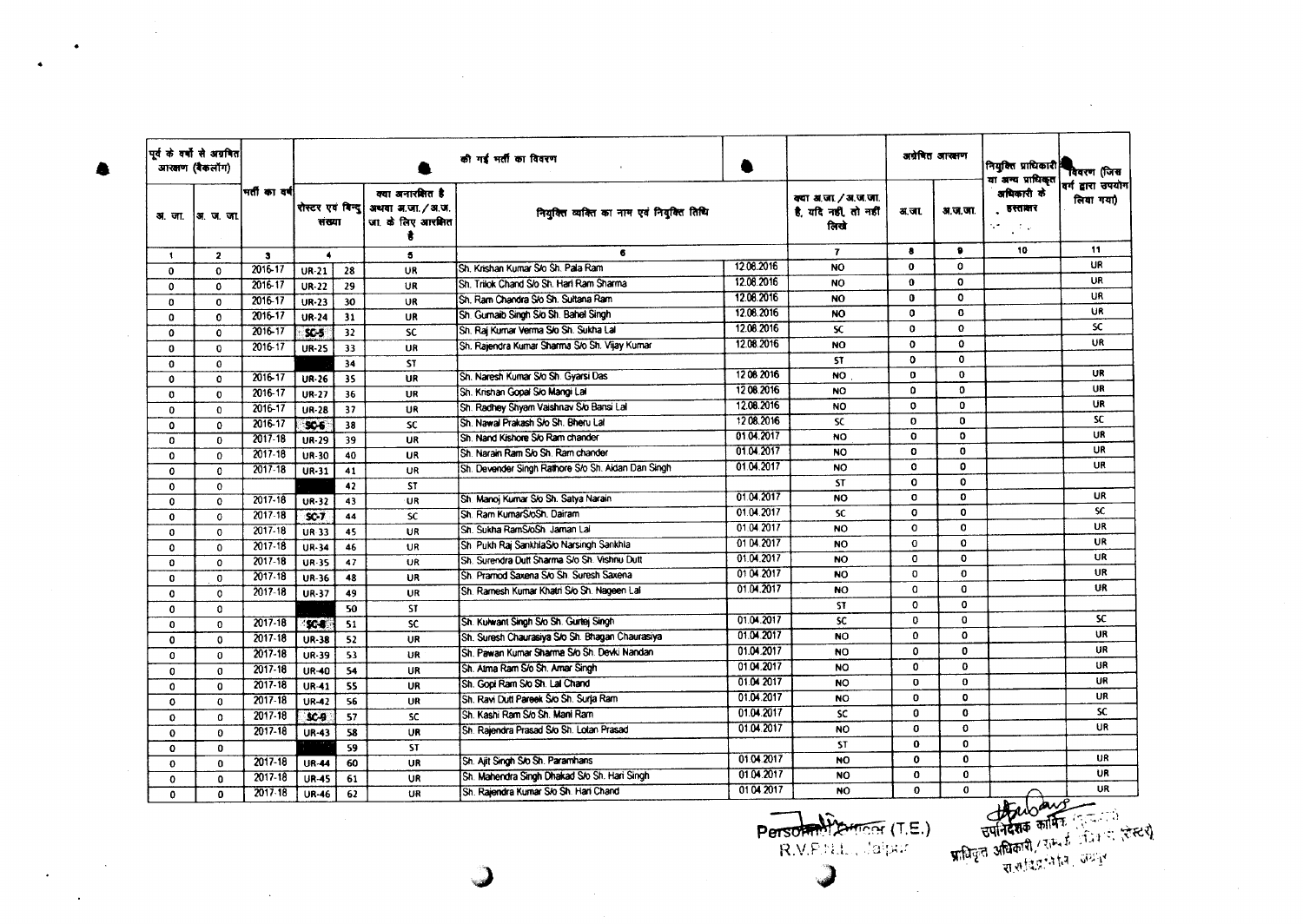| पूर्व के वर्षों से अग्रेषित आरक्षण (बैकलॉग) | | भर्ती का वर्ष | की गई भर्ती का विवरण | | | | | | अग्रेषित आरक्षण | | नियुक्ति प्राधिकारी या अन्य प्राधिकृत अधिकारी के हस्ताक्षर | विवरण (जिस वर्ग द्वारा उपयोग लिया गया) |
|---|---|---|---|---|---|---|---|---|---|---|---|---|
| अ. जा. | अ. ज. जा. | | रोस्टर एवं बिन्दु संख्या | | क्या अनारक्षित है अथवा अ.जा. / अ.ज.जा. के लिए आरक्षित है | नियुक्ति व्यक्ति का नाम एवं नियुक्ति तिथि | | क्या अ.जा. / अ.ज.जा. है, यदि नहीं, तो नहीं लिखें | अ.जा. | अ.ज.जा. | | |
| 1 | 2 | 3 | 4 | | 5 | 6 | | 7 | 8 | 9 | 10 | 11 |
| 0 | 0 | 2016-17 | UR-21 | 28 | UR | Sh. Krishan Kumar S/o Sh. Pala Ram | 12.08.2016 | NO | 0 | 0 | | UR |
| 0 | 0 | 2016-17 | UR-22 | 29 | UR | Sh. Trilok Chand S/o Sh. Hari Ram Sharma | 12.08.2016 | NO | 0 | 0 | | UR |
| 0 | 0 | 2016-17 | UR-23 | 30 | UR | Sh. Ram Chandra S/o Sh. Sultana Ram | 12.08.2016 | NO | 0 | 0 | | UR |
| 0 | 0 | 2016-17 | UR-24 | 31 | UR | Sh. Gurnaib Singh S/o Sh. Bahel Singh | 12.08.2016 | NO | 0 | 0 | | UR |
| 0 | 0 | 2016-17 | SC-5 | 32 | SC | Sh. Raj Kumar Verma S/o Sh. Sukha Lal | 12.08.2016 | SC | 0 | 0 | | SC |
| 0 | 0 | 2016-17 | UR-25 | 33 | UR | Sh. Rajendra Kumar Sharma S/o Sh. Vijay Kumar | 12.08.2016 | NO | 0 | 0 | | UR |
| 0 | 0 | | | 34 | ST | | | ST | 0 | 0 | | |
| 0 | 0 | 2016-17 | UR-26 | 35 | UR | Sh. Naresh Kumar S/o Sh. Gyarsi Das | 12.08.2016 | NO | 0 | 0 | | UR |
| 0 | 0 | 2016-17 | UR-27 | 36 | UR | Sh. Krishan Gopal S/o Mangi Lal | 12.08.2016 | NO | 0 | 0 | | UR |
| 0 | 0 | 2016-17 | UR-28 | 37 | UR | Sh. Radhey Shyam Vaishnav S/o Bansi Lal | 12.08.2016 | NO | 0 | 0 | | UR |
| 0 | 0 | 2016-17 | SC-6 | 38 | SC | Sh. Nawal Prakash S/o Sh. Bheru Lal | 12.08.2016 | SC | 0 | 0 | | SC |
| 0 | 0 | 2017-18 | UR-29 | 39 | UR | Sh. Nand Kishore S/o Ram chander | 01.04.2017 | NO | 0 | 0 | | UR |
| 0 | 0 | 2017-18 | UR-30 | 40 | UR | Sh. Narain Ram S/o Sh. Ram chander | 01.04.2017 | NO | 0 | 0 | | UR |
| 0 | 0 | 2017-18 | UR-31 | 41 | UR | Sh. Devender Singh Rathore S/o Sh. Aidan Dan Singh | 01.04.2017 | NO | 0 | 0 | | UR |
| 0 | 0 | | | 42 | ST | | | ST | 0 | 0 | | |
| 0 | 0 | 2017-18 | UR-32 | 43 | UR | Sh. Manoj Kumar S/o Sh. Satya Narain | 01.04.2017 | NO | 0 | 0 | | UR |
| 0 | 0 | 2017-18 | SC-7 | 44 | SC | Sh. Ram KumarS/oSh. Dairam | 01.04.2017 | SC | 0 | 0 | | SC |
| 0 | 0 | 2017-18 | UR 33 | 45 | UR | Sh. Sukha RamS/oSh. Jaman Lal | 01.04.2017 | NO | 0 | 0 | | UR |
| 0 | 0 | 2017-18 | UR-34 | 46 | UR | Sh. Pukh Raj SankhlaS/o Narsingh Sankhla | 01.04.2017 | NO | 0 | 0 | | UR |
| 0 | 0 | 2017-18 | UR-35 | 47 | UR | Sh. Surendra Dutt Sharma S/o Sh. Vishnu Dutt | 01.04.2017 | NO | 0 | 0 | | UR |
| 0 | 0 | 2017-18 | UR-36 | 48 | UR | Sh. Pramod Saxena S/o Sh. Suresh Saxena | 01.04.2017 | NO | 0 | 0 | | UR |
| 0 | 0 | 2017-18 | UR-37 | 49 | UR | Sh. Ramesh Kumar Khatri S/o Sh. Nageen Lal | 01.04.2017 | NO | 0 | 0 | | UR |
| 0 | 0 | | | 50 | ST | | | ST | 0 | 0 | | |
| 0 | 0 | 2017-18 | SC-8 | 51 | SC | Sh. Kulwant Singh S/o Sh. Gurtej Singh | 01.04.2017 | SC | 0 | 0 | | SC |
| 0 | 0 | 2017-18 | UR-38 | 52 | UR | Sh. Suresh Chaurasiya S/o Sh. Bhagan Chaurasiya | 01.04.2017 | NO | 0 | 0 | | UR |
| 0 | 0 | 2017-18 | UR-39 | 53 | UR | Sh. Pawan Kumar Sharma S/o Sh. Devki Nandan | 01.04.2017 | NO | 0 | 0 | | UR |
| 0 | 0 | 2017-18 | UR-40 | 54 | UR | Sh. Atma Ram S/o Sh. Amar Singh | 01.04.2017 | NO | 0 | 0 | | UR |
| 0 | 0 | 2017-18 | UR-41 | 55 | UR | Sh. Gopi Ram S/o Sh. Lal Chand | 01.04.2017 | NO | 0 | 0 | | UR |
| 0 | 0 | 2017-18 | UR-42 | 56 | UR | Sh. Ravi Dutt Pareek S/o Sh. Surja Ram | 01.04.2017 | NO | 0 | 0 | | UR |
| 0 | 0 | 2017-18 | SC-9 | 57 | SC | Sh. Kashi Ram S/o Sh. Mani Ram | 01.04.2017 | SC | 0 | 0 | | SC |
| 0 | 0 | 2017-18 | UR-43 | 58 | UR | Sh. Rajendra Prasad S/o Sh. Lotan Prasad | 01.04.2017 | NO | 0 | 0 | | UR |
| 0 | 0 | | | 59 | ST | | | ST | 0 | 0 | | |
| 0 | 0 | 2017-18 | UR-44 | 60 | UR | Sh. Ajit Singh S/o Sh. Paramhans | 01.04.2017 | NO | 0 | 0 | | UR |
| 0 | 0 | 2017-18 | UR-45 | 61 | UR | Sh. Mahendra Singh Dhakad S/o Sh. Hari Singh | 01.04.2017 | NO | 0 | 0 | | UR |
| 0 | 0 | 2017-18 | UR-46 | 62 | UR | Sh. Rajendra Kumar S/o Sh. Hari Chand | 01.04.2017 | NO | 0 | 0 | | UR |

Personnel Officer (T.E.)
R.V.P.N.L., Jaipur

उपनिदेशक कार्मिक
प्राधिकृत अधिकारी / (रोस्टर)
रा.रा.वि.प्र.नि.लि., जयपुर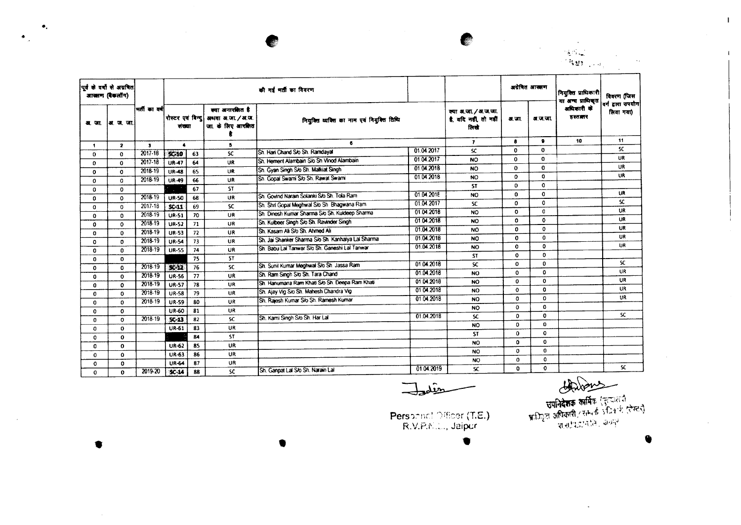| पूर्व के वर्षों से अग्रेषित आरक्षण (बैकलॉग) | | भर्ती का वर्ष | की गई भर्ती का विवरण | | | | | क्या अ.जा. / अ.ज.जा. है, यदि नहीं, तो नहीं लिखे | अग्रेषित आरक्षण | | नियुक्ति प्राधिकारी या अन्य प्राधिकृत अधिकारी के हस्ताक्षर | विवरण (जिस वर्ग द्वारा उपयोग लिया गया) |
|---|---|---|---|---|---|---|---|---|---|---|---|---|
| अ. जा. | अ. ज. जा. | | रोस्टर एवं बिन्दु संख्या | | क्या अनारक्षित है अथवा अ.जा. / अ.ज.जा. के लिए आरक्षित है | नियुक्त व्यक्ति का नाम एवं नियुक्ति तिथि | | | अ.जा. | अ.ज.जा. | | |
| 1 | 2 | 3 | 4 | | 5 | 6 | | 7 | 8 | 9 | 10 | 11 |
| 0 | 0 | 2017-18 | SC-10 | 63 | SC | Sh. Hari Chand S/o Sh. Ramdayal | 01.04.2017 | SC | 0 | 0 | | SC |
| 0 | 0 | 2017-18 | UR-47 | 64 | UR | Sh. Hement Alambain S/o Sh Vinod Alambain | 01.04.2017 | NO | 0 | 0 | | UR |
| 0 | 0 | 2018-19 | UR-48 | 65 | UR | Sh. Gyan Singh S/o Sh. Malkiat Singh | 01.04.2018 | NO | 0 | 0 | | UR |
| 0 | 0 | 2018-19 | UR-49 | 66 | UR | Sh. Gopal Swami S/o Sh. Rawat Swami | 01.04.2018 | NO | 0 | 0 | | UR |
| 0 | 0 | | | 67 | ST | | | ST | 0 | 0 | | |
| 0 | 0 | 2018-19 | UR-50 | 68 | UR | Sh. Govind Narain Solanki S/o Sh. Tola Ram | 01.04.2018 | NO | 0 | 0 | | UR |
| 0 | 0 | 2017-18 | SC-11 | 69 | SC | Sh. Shri Gopal Meghwal S/o Sh. Bhagwana Ram | 01.04.2017 | SC | 0 | 0 | | SC |
| 0 | 0 | 2018-19 | UR-51 | 70 | UR | Sh. Dinesh Kumar Sharma S/o Sh. Kuldeep Sharma | 01.04.2018 | NO | 0 | 0 | | UR |
| 0 | 0 | 2018-19 | UR-52 | 71 | UR | Sh. Kulbeer Singh S/o Sh. Ravinder Singh | 01.04.2018 | NO | 0 | 0 | | UR |
| 0 | 0 | 2018-19 | UR-53 | 72 | UR | Sh. Kasam Ali S/o Sh. Ahmed Ali | 01.04.2018 | NO | 0 | 0 | | UR |
| 0 | 0 | 2018-19 | UR-54 | 73 | UR | Sh. Jai Shanker Sharma S/o Sh. Kanhaiya Lal Sharma | 01.04.2018 | NO | 0 | 0 | | UR |
| 0 | 0 | 2018-19 | UR-55 | 74 | UR | Sh. Babu Lal Tanwar S/o Sh. Ganeshi Lal Tanwar | 01.04.2018 | NO | 0 | 0 | | UR |
| 0 | 0 | | | 75 | ST | | | ST | 0 | 0 | | |
| 0 | 0 | 2018-19 | SC-12 | 76 | SC | Sh. Sunil Kumar Meghwal S/o Sh. Jassa Ram | 01.04.2018 | SC | 0 | 0 | | SC |
| 0 | 0 | 2018-19 | UR-56 | 77 | UR | Sh. Ram Singh S/o Sh. Tara Chand | 01.04.2018 | NO | 0 | 0 | | UR |
| 0 | 0 | 2018-19 | UR-57 | 78 | UR | Sh. Hanumana Ram Khati S/o Sh. Deepa Ram Khati | 01.04.2018 | NO | 0 | 0 | | UR |
| 0 | 0 | 2018-19 | UR-58 | 79 | UR | Sh. Ajay Vig S/o Sh. Mahesh Chandra Vig | 01.04.2018 | NO | 0 | 0 | | UR |
| 0 | 0 | 2018-19 | UR-59 | 80 | UR | Sh. Rajesh Kumar S/o Sh. Ramesh Kumar | 01.04.2018 | NO | 0 | 0 | | UR |
| 0 | 0 | | UR-60 | 81 | UR | | | NO | 0 | 0 | | |
| 0 | 0 | 2018-19 | SC-13 | 82 | SC | Sh. Karni Singh S/o Sh. Har Lal | 01.04.2018 | SC | 0 | 0 | | SC |
| 0 | 0 | | UR-61 | 83 | UR | | | NO | 0 | 0 | | |
| 0 | 0 | | | 84 | ST | | | ST | 0 | 0 | | |
| 0 | 0 | | UR-62 | 85 | UR | | | NO | 0 | 0 | | |
| 0 | 0 | | UR-63 | 86 | UR | | | NO | 0 | 0 | | |
| 0 | 0 | | UR-64 | 87 | UR | | | NO | 0 | 0 | | |
| 0 | 0 | 2019-20 | SC-14 | 88 | SC | Sh. Ganpat Lal S/o Sh. Narain Lal | 01.04.2019 | SC | 0 | 0 | | SC |

Personnel Officer (T.E.)
R.V.P.N.L., Jaipur

उपनिदेशक कार्मिक (तकनीकी)
प्राधिकृत अधिकारी / सम्पर्क अधिकारी (रोस्टर)
रा.वि.प्र.नि.लि., जयपुर